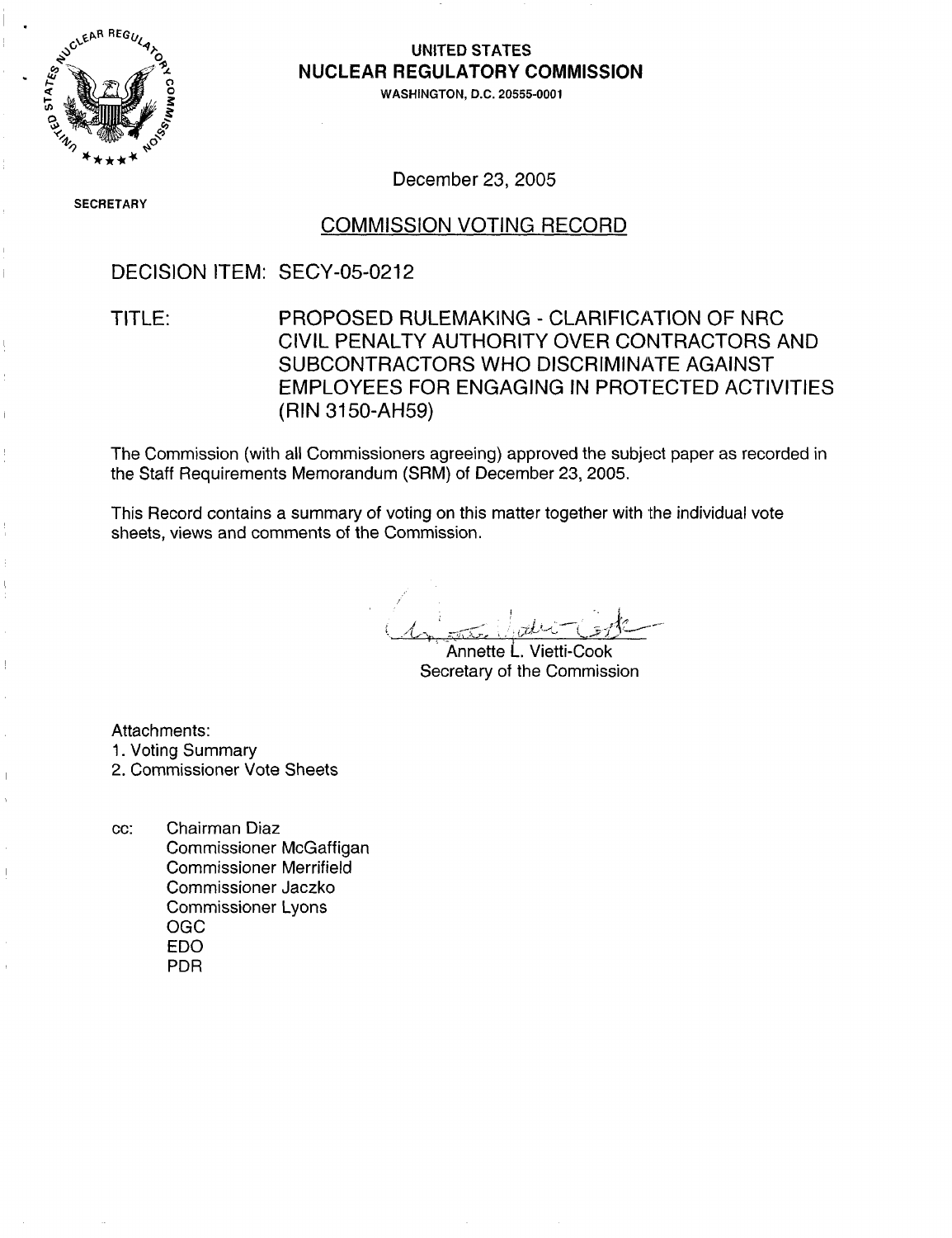**UNITED STATES**
**NUCLEAR REGULATORY COMMISSION**
WASHINGTON, D.C. 20555-0001

SECRETARY

December 23, 2005

## COMMISSION VOTING RECORD

DECISION ITEM: SECY-05-0212

TITLE: PROPOSED RULEMAKING - CLARIFICATION OF NRC CIVIL PENALTY AUTHORITY OVER CONTRACTORS AND SUBCONTRACTORS WHO DISCRIMINATE AGAINST EMPLOYEES FOR ENGAGING IN PROTECTED ACTIVITIES (RIN 3150-AH59)

The Commission (with all Commissioners agreeing) approved the subject paper as recorded in the Staff Requirements Memorandum (SRM) of December 23, 2005.

This Record contains a summary of voting on this matter together with the individual vote sheets, views and comments of the Commission.

Annette L. Vietti-Cook
Secretary of the Commission

Attachments:
1. Voting Summary
2. Commissioner Vote Sheets

cc: Chairman Diaz
Commissioner McGaffigan
Commissioner Merrifield
Commissioner Jaczko
Commissioner Lyons
OGC
EDO
PDR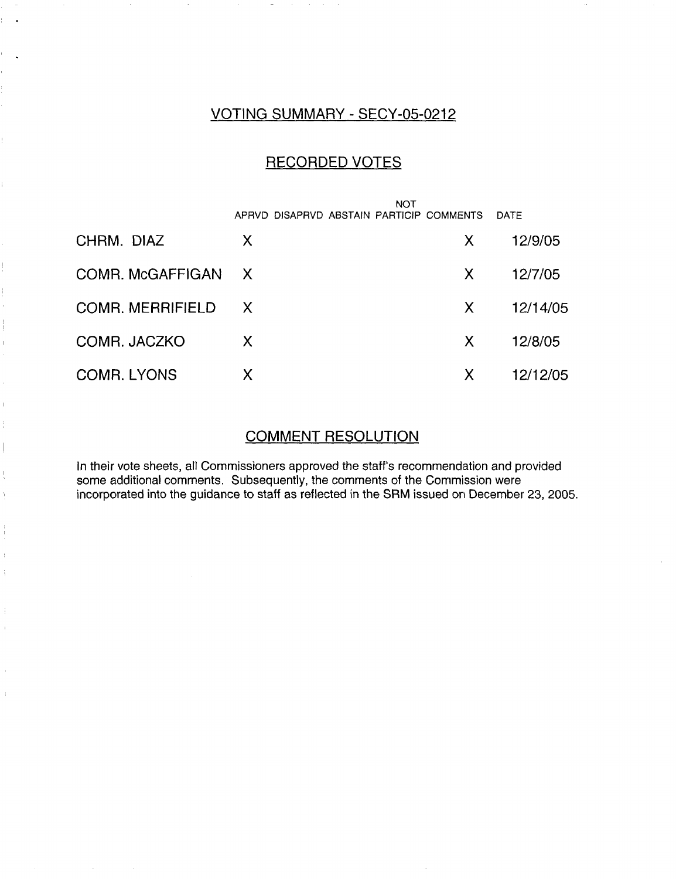## VOTING SUMMARY - SECY-05-0212

## RECORDED VOTES

| | APRVD | DISAPRVD | ABSTAIN | NOT PARTICIP | COMMENTS | DATE |
|---|---|---|---|---|---|---|
| CHRM. DIAZ | X | | | | X | 12/9/05 |
| COMR. McGAFFIGAN | X | | | | X | 12/7/05 |
| COMR. MERRIFIELD | X | | | | X | 12/14/05 |
| COMR. JACZKO | X | | | | X | 12/8/05 |
| COMR. LYONS | X | | | | X | 12/12/05 |

## COMMENT RESOLUTION

In their vote sheets, all Commissioners approved the staff's recommendation and provided some additional comments. Subsequently, the comments of the Commission were incorporated into the guidance to staff as reflected in the SRM issued on December 23, 2005.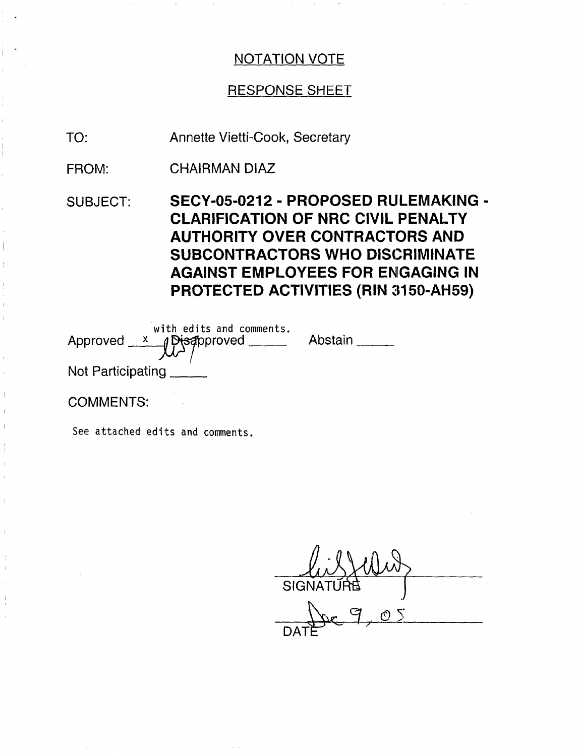NOTATION VOTE

RESPONSE SHEET

TO: Annette Vietti-Cook, Secretary

FROM: CHAIRMAN DIAZ

SUBJECT: **SECY-05-0212 - PROPOSED RULEMAKING - CLARIFICATION OF NRC CIVIL PENALTY AUTHORITY OVER CONTRACTORS AND SUBCONTRACTORS WHO DISCRIMINATE AGAINST EMPLOYEES FOR ENGAGING IN PROTECTED ACTIVITIES (RIN 3150-AH59)**

Approved x with edits and comments. Disapproved _____ Abstain _____

Not Participating _____

COMMENTS:

See attached edits and comments.

SIGNATURE

Dec 9, 05

DATE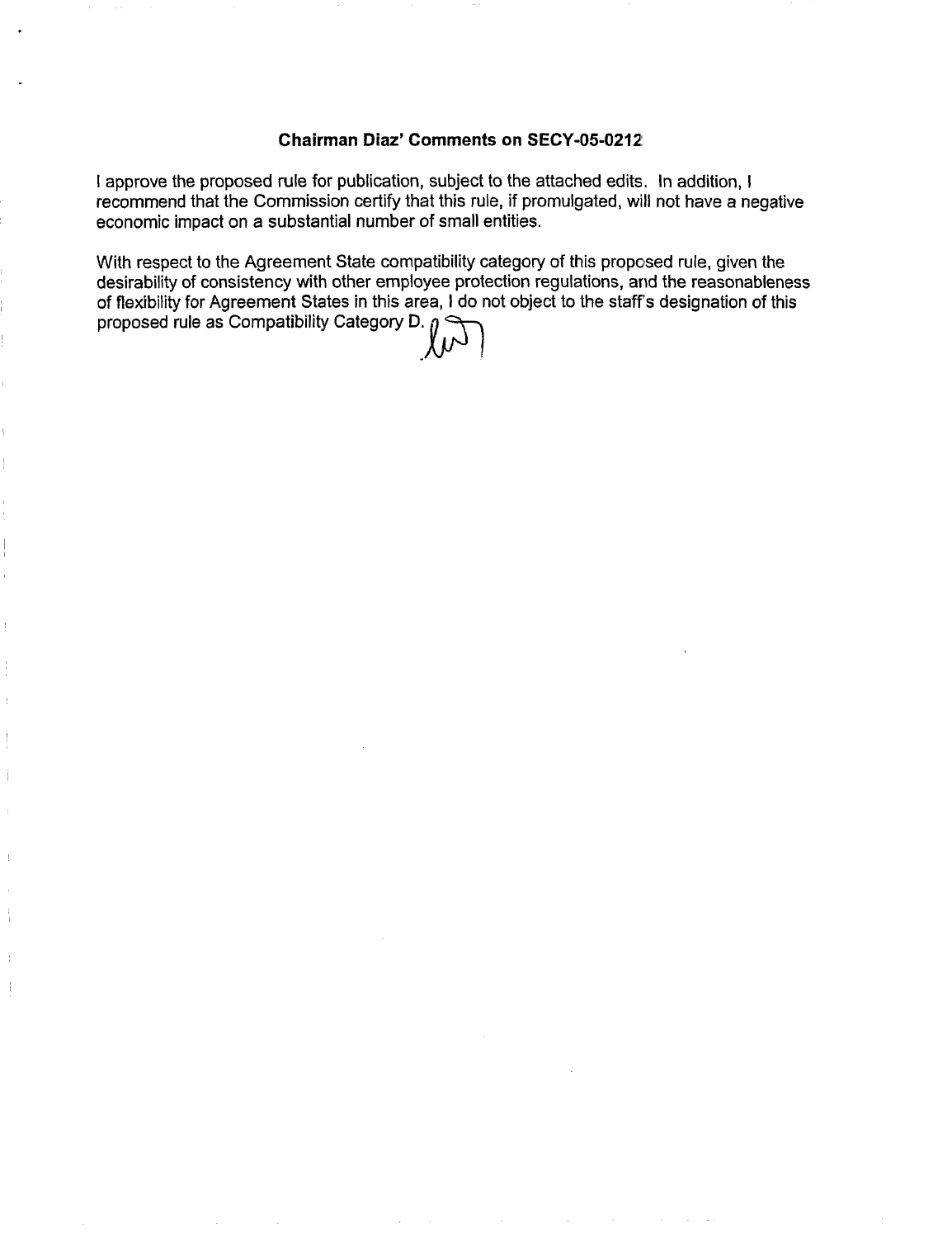**Chairman Diaz' Comments on SECY-05-0212**

I approve the proposed rule for publication, subject to the attached edits. In addition, I recommend that the Commission certify that this rule, if promulgated, will not have a negative economic impact on a substantial number of small entities.

With respect to the Agreement State compatibility category of this proposed rule, given the desirability of consistency with other employee protection regulations, and the reasonableness of flexibility for Agreement States in this area, I do not object to the staff's designation of this proposed rule as Compatibility Category D.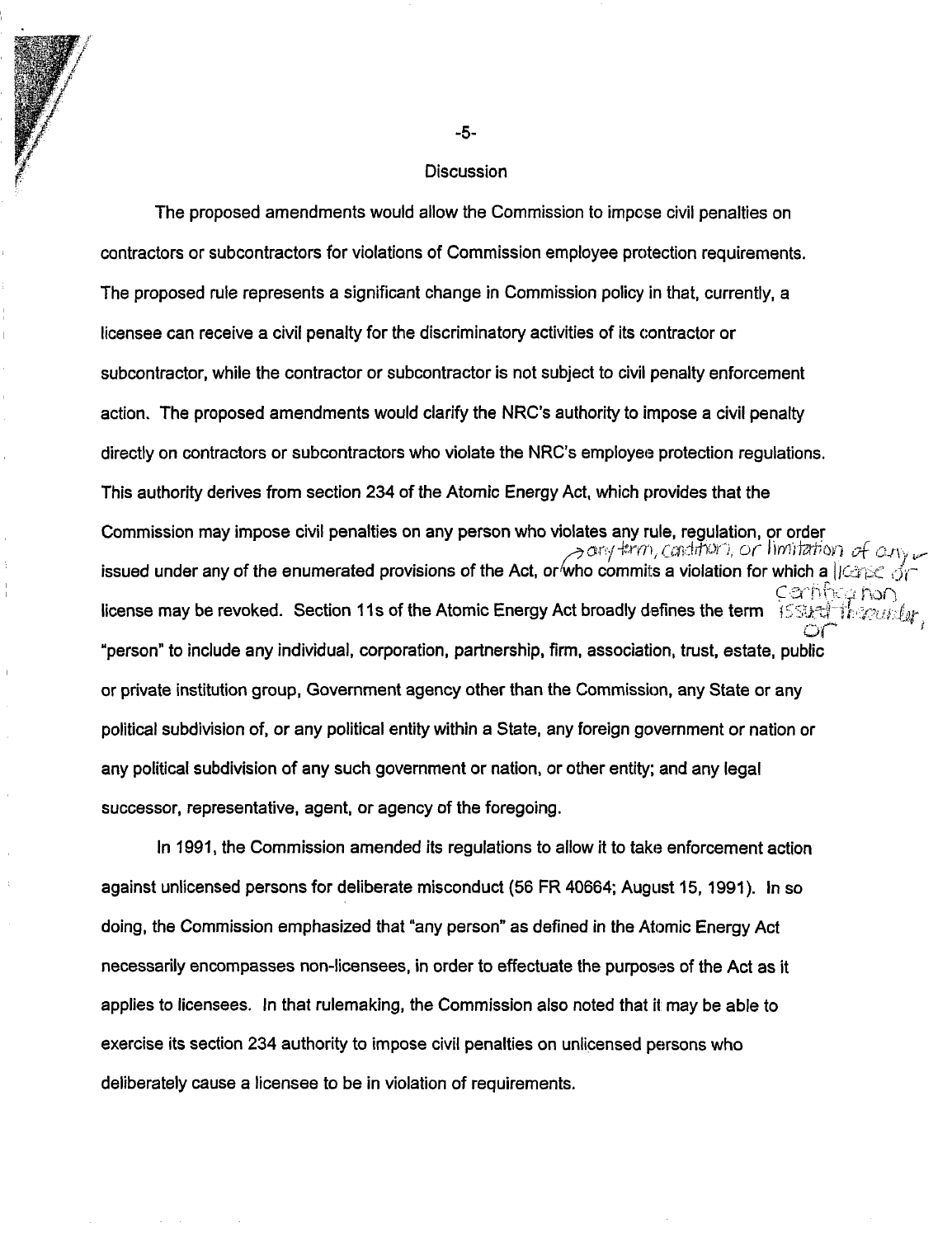## Discussion

The proposed amendments would allow the Commission to impose civil penalties on contractors or subcontractors for violations of Commission employee protection requirements. The proposed rule represents a significant change in Commission policy in that, currently, a licensee can receive a civil penalty for the discriminatory activities of its contractor or subcontractor, while the contractor or subcontractor is not subject to civil penalty enforcement action. The proposed amendments would clarify the NRC's authority to impose a civil penalty directly on contractors or subcontractors who violate the NRC's employee protection regulations. This authority derives from section 234 of the Atomic Energy Act, which provides that the Commission may impose civil penalties on any person who violates any rule, regulation, or order issued under any of the enumerated provisions of the Act, or any term, condition, or limitation of any license or certification issued thereunder, or who commits a violation for which a license may be revoked. Section 11s of the Atomic Energy Act broadly defines the term "person" to include any individual, corporation, partnership, firm, association, trust, estate, public or private institution group, Government agency other than the Commission, any State or any political subdivision of, or any political entity within a State, any foreign government or nation or any political subdivision of any such government or nation, or other entity; and any legal successor, representative, agent, or agency of the foregoing.

In 1991, the Commission amended its regulations to allow it to take enforcement action against unlicensed persons for deliberate misconduct (56 FR 40664; August 15, 1991). In so doing, the Commission emphasized that "any person" as defined in the Atomic Energy Act necessarily encompasses non-licensees, in order to effectuate the purposes of the Act as it applies to licensees. In that rulemaking, the Commission also noted that it may be able to exercise its section 234 authority to impose civil penalties on unlicensed persons who deliberately cause a licensee to be in violation of requirements.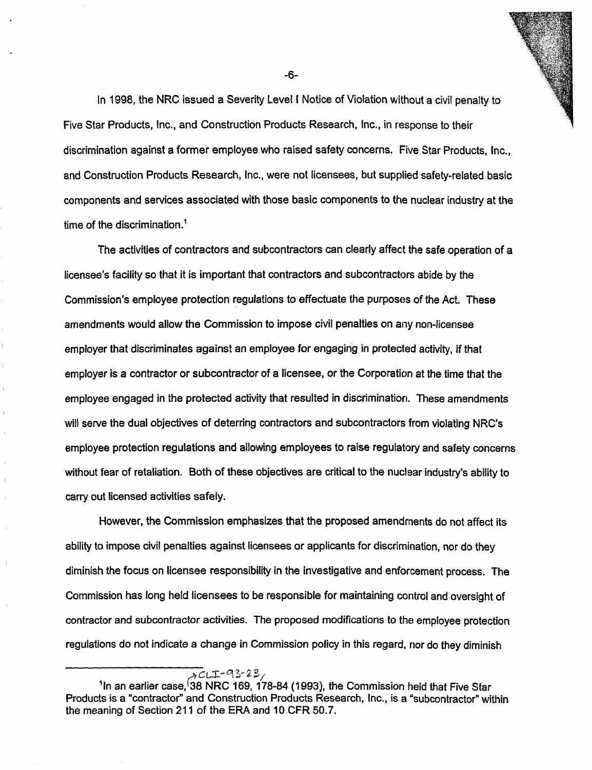In 1998, the NRC issued a Severity Level I Notice of Violation without a civil penalty to Five Star Products, Inc., and Construction Products Research, Inc., in response to their discrimination against a former employee who raised safety concerns. Five Star Products, Inc., and Construction Products Research, Inc., were not licensees, but supplied safety-related basic components and services associated with those basic components to the nuclear industry at the time of the discrimination.[1]

The activities of contractors and subcontractors can clearly affect the safe operation of a licensee's facility so that it is important that contractors and subcontractors abide by the Commission's employee protection regulations to effectuate the purposes of the Act. These amendments would allow the Commission to impose civil penalties on any non-licensee employer that discriminates against an employee for engaging in protected activity, if that employer is a contractor or subcontractor of a licensee, or the Corporation at the time that the employee engaged in the protected activity that resulted in discrimination. These amendments will serve the dual objectives of deterring contractors and subcontractors from violating NRC's employee protection regulations and allowing employees to raise regulatory and safety concerns without fear of retaliation. Both of these objectives are critical to the nuclear industry's ability to carry out licensed activities safely.

However, the Commission emphasizes that the proposed amendments do not affect its ability to impose civil penalties against licensees or applicants for discrimination, nor do they diminish the focus on licensee responsibility in the investigative and enforcement process. The Commission has long held licensees to be responsible for maintaining control and oversight of contractor and subcontractor activities. The proposed modifications to the employee protection regulations do not indicate a change in Commission policy in this regard, nor do they diminish

---

[1] In an earlier case, CLI-93-23, 38 NRC 169, 178-84 (1993), the Commission held that Five Star Products is a "contractor" and Construction Products Research, Inc., is a "subcontractor" within the meaning of Section 211 of the ERA and 10 CFR 50.7.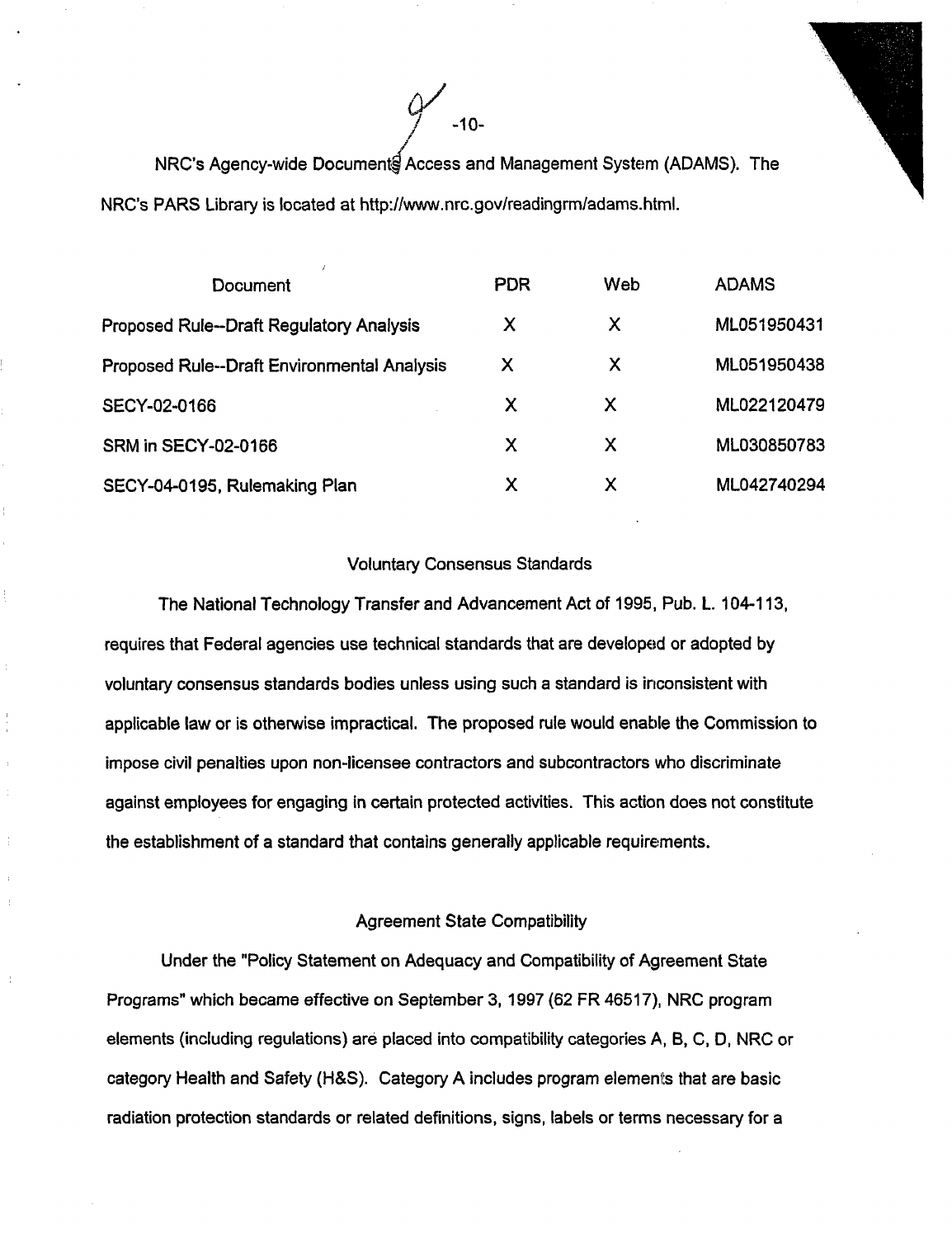NRC's Agency-wide Documents Access and Management System (ADAMS). The NRC's PARS Library is located at http://www.nrc.gov/readingrm/adams.html.

| Document | PDR | Web | ADAMS |
|---|---|---|---|
| Proposed Rule--Draft Regulatory Analysis | X | X | ML051950431 |
| Proposed Rule--Draft Environmental Analysis | X | X | ML051950438 |
| SECY-02-0166 | X | X | ML022120479 |
| SRM in SECY-02-0166 | X | X | ML030850783 |
| SECY-04-0195, Rulemaking Plan | X | X | ML042740294 |

## Voluntary Consensus Standards

The National Technology Transfer and Advancement Act of 1995, Pub. L. 104-113, requires that Federal agencies use technical standards that are developed or adopted by voluntary consensus standards bodies unless using such a standard is inconsistent with applicable law or is otherwise impractical. The proposed rule would enable the Commission to impose civil penalties upon non-licensee contractors and subcontractors who discriminate against employees for engaging in certain protected activities. This action does not constitute the establishment of a standard that contains generally applicable requirements.

## Agreement State Compatibility

Under the "Policy Statement on Adequacy and Compatibility of Agreement State Programs" which became effective on September 3, 1997 (62 FR 46517), NRC program elements (including regulations) are placed into compatibility categories A, B, C, D, NRC or category Health and Safety (H&S). Category A includes program elements that are basic radiation protection standards or related definitions, signs, labels or terms necessary for a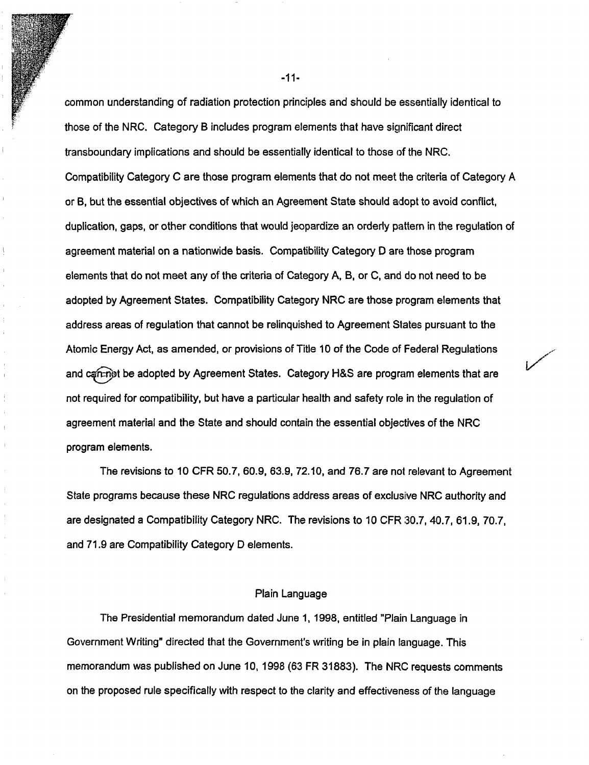common understanding of radiation protection principles and should be essentially identical to those of the NRC. Category B includes program elements that have significant direct transboundary implications and should be essentially identical to those of the NRC. Compatibility Category C are those program elements that do not meet the criteria of Category A or B, but the essential objectives of which an Agreement State should adopt to avoid conflict, duplication, gaps, or other conditions that would jeopardize an orderly pattern in the regulation of agreement material on a nationwide basis. Compatibility Category D are those program elements that do not meet any of the criteria of Category A, B, or C, and do not need to be adopted by Agreement States. Compatibility Category NRC are those program elements that address areas of regulation that cannot be relinquished to Agreement States pursuant to the Atomic Energy Act, as amended, or provisions of Title 10 of the Code of Federal Regulations and cannot be adopted by Agreement States. Category H&S are program elements that are not required for compatibility, but have a particular health and safety role in the regulation of agreement material and the State and should contain the essential objectives of the NRC program elements.

The revisions to 10 CFR 50.7, 60.9, 63.9, 72.10, and 76.7 are not relevant to Agreement State programs because these NRC regulations address areas of exclusive NRC authority and are designated a Compatibility Category NRC. The revisions to 10 CFR 30.7, 40.7, 61.9, 70.7, and 71.9 are Compatibility Category D elements.

## Plain Language

The Presidential memorandum dated June 1, 1998, entitled "Plain Language in Government Writing" directed that the Government's writing be in plain language. This memorandum was published on June 10, 1998 (63 FR 31883). The NRC requests comments on the proposed rule specifically with respect to the clarity and effectiveness of the language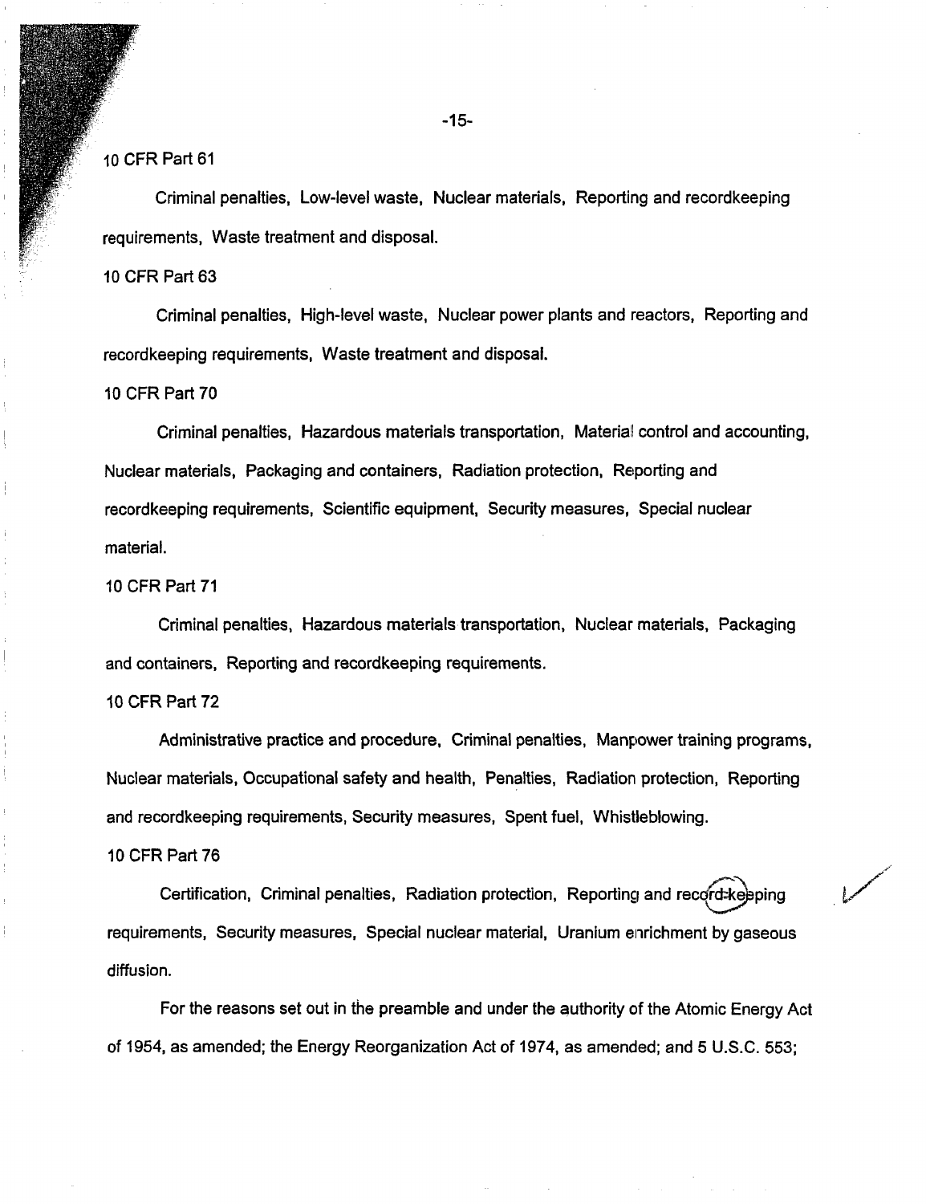10 CFR Part 61

Criminal penalties, Low-level waste, Nuclear materials, Reporting and recordkeeping requirements, Waste treatment and disposal.

10 CFR Part 63

Criminal penalties, High-level waste, Nuclear power plants and reactors, Reporting and recordkeeping requirements, Waste treatment and disposal.

10 CFR Part 70

Criminal penalties, Hazardous materials transportation, Material control and accounting, Nuclear materials, Packaging and containers, Radiation protection, Reporting and recordkeeping requirements, Scientific equipment, Security measures, Special nuclear material.

10 CFR Part 71

Criminal penalties, Hazardous materials transportation, Nuclear materials, Packaging and containers, Reporting and recordkeeping requirements.

10 CFR Part 72

Administrative practice and procedure, Criminal penalties, Manpower training programs, Nuclear materials, Occupational safety and health, Penalties, Radiation protection, Reporting and recordkeeping requirements, Security measures, Spent fuel, Whistleblowing.

10 CFR Part 76

Certification, Criminal penalties, Radiation protection, Reporting and record-keeping requirements, Security measures, Special nuclear material, Uranium enrichment by gaseous diffusion.

For the reasons set out in the preamble and under the authority of the Atomic Energy Act of 1954, as amended; the Energy Reorganization Act of 1974, as amended; and 5 U.S.C. 553;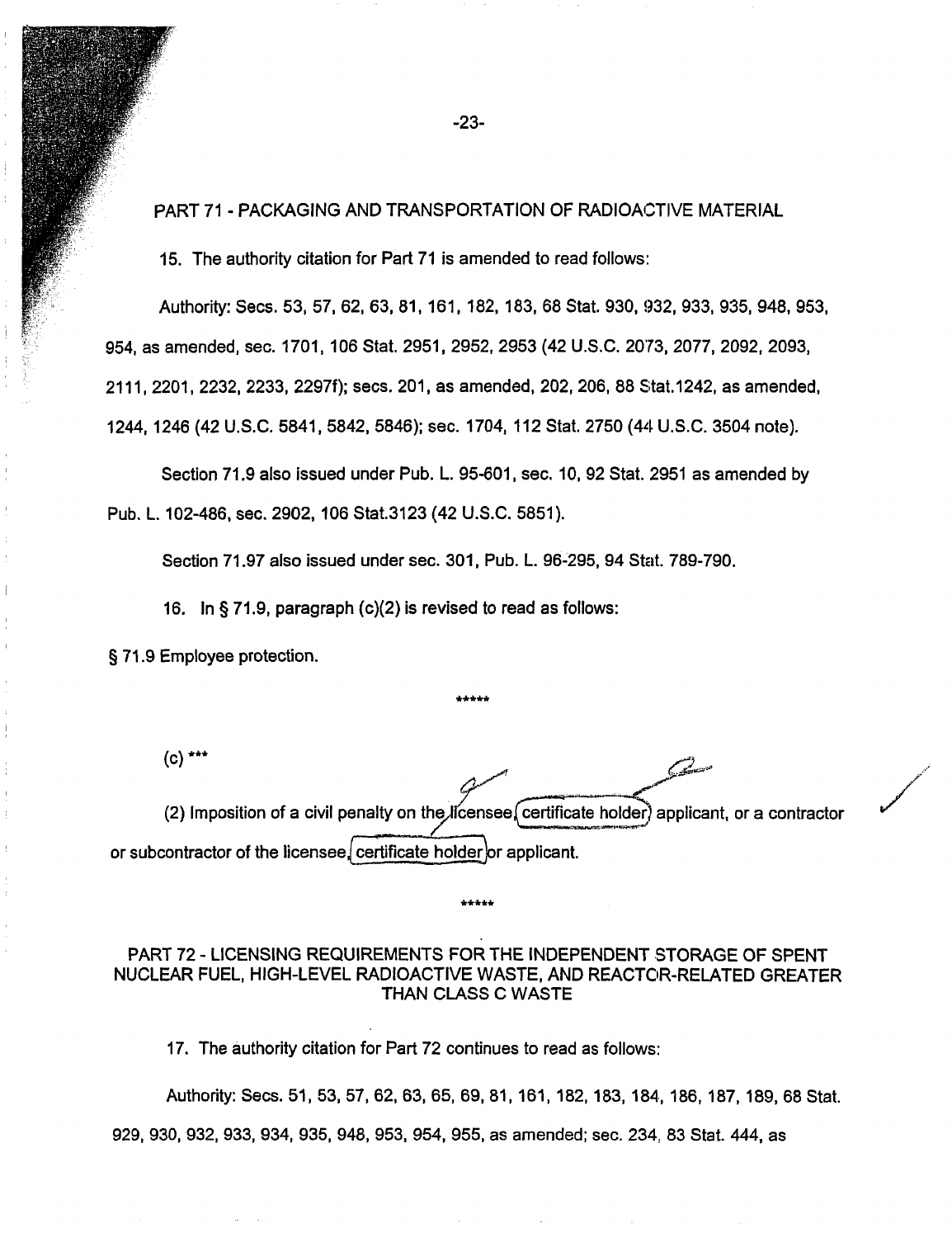PART 71 - PACKAGING AND TRANSPORTATION OF RADIOACTIVE MATERIAL

15. The authority citation for Part 71 is amended to read follows:

Authority: Secs. 53, 57, 62, 63, 81, 161, 182, 183, 68 Stat. 930, 932, 933, 935, 948, 953, 954, as amended, sec. 1701, 106 Stat. 2951, 2952, 2953 (42 U.S.C. 2073, 2077, 2092, 2093, 2111, 2201, 2232, 2233, 2297f); secs. 201, as amended, 202, 206, 88 Stat.1242, as amended, 1244, 1246 (42 U.S.C. 5841, 5842, 5846); sec. 1704, 112 Stat. 2750 (44 U.S.C. 3504 note).

Section 71.9 also issued under Pub. L. 95-601, sec. 10, 92 Stat. 2951 as amended by Pub. L. 102-486, sec. 2902, 106 Stat.3123 (42 U.S.C. 5851).

Section 71.97 also issued under sec. 301, Pub. L. 96-295, 94 Stat. 789-790.

16. In § 71.9, paragraph (c)(2) is revised to read as follows:

§ 71.9 Employee protection.

*****

(c) ***

(2) Imposition of a civil penalty on the licensee, certificate holder, applicant, or a contractor or subcontractor of the licensee, certificate holder or applicant.

*****

PART 72 - LICENSING REQUIREMENTS FOR THE INDEPENDENT STORAGE OF SPENT NUCLEAR FUEL, HIGH-LEVEL RADIOACTIVE WASTE, AND REACTOR-RELATED GREATER THAN CLASS C WASTE

17. The authority citation for Part 72 continues to read as follows:

Authority: Secs. 51, 53, 57, 62, 63, 65, 69, 81, 161, 182, 183, 184, 186, 187, 189, 68 Stat. 929, 930, 932, 933, 934, 935, 948, 953, 954, 955, as amended; sec. 234, 83 Stat. 444, as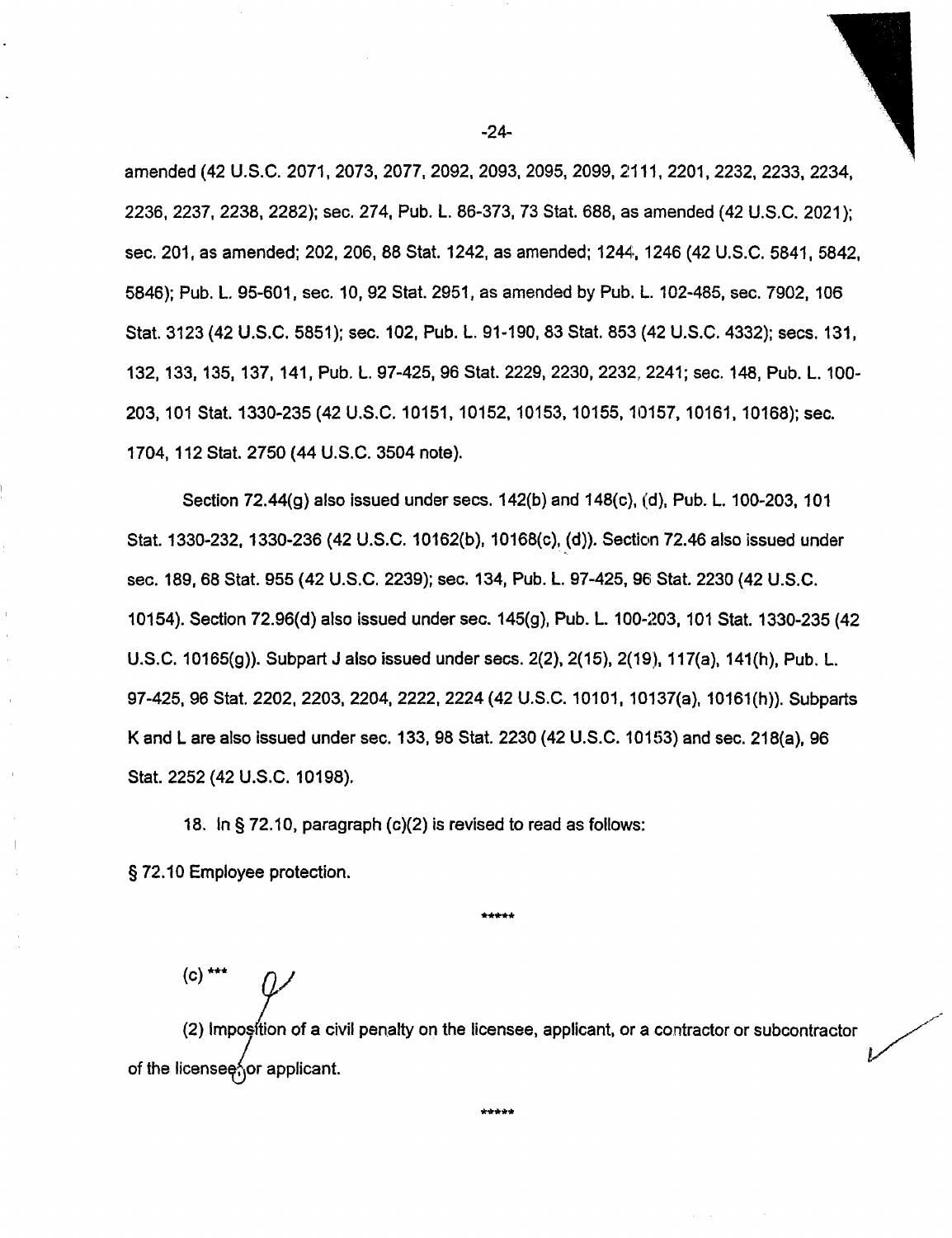amended (42 U.S.C. 2071, 2073, 2077, 2092, 2093, 2095, 2099, 2111, 2201, 2232, 2233, 2234, 2236, 2237, 2238, 2282); sec. 274, Pub. L. 86-373, 73 Stat. 688, as amended (42 U.S.C. 2021); sec. 201, as amended; 202, 206, 88 Stat. 1242, as amended; 1244, 1246 (42 U.S.C. 5841, 5842, 5846); Pub. L. 95-601, sec. 10, 92 Stat. 2951, as amended by Pub. L. 102-486, sec. 7902, 106 Stat. 3123 (42 U.S.C. 5851); sec. 102, Pub. L. 91-190, 83 Stat. 853 (42 U.S.C. 4332); secs. 131, 132, 133, 135, 137, 141, Pub. L. 97-425, 96 Stat. 2229, 2230, 2232, 2241; sec. 148, Pub. L. 100-203, 101 Stat. 1330-235 (42 U.S.C. 10151, 10152, 10153, 10155, 10157, 10161, 10168); sec. 1704, 112 Stat. 2750 (44 U.S.C. 3504 note).

Section 72.44(g) also issued under secs. 142(b) and 148(c), (d), Pub. L. 100-203, 101 Stat. 1330-232, 1330-236 (42 U.S.C. 10162(b), 10168(c), (d)). Section 72.46 also issued under sec. 189, 68 Stat. 955 (42 U.S.C. 2239); sec. 134, Pub. L. 97-425, 96 Stat. 2230 (42 U.S.C. 10154). Section 72.96(d) also issued under sec. 145(g), Pub. L. 100-203, 101 Stat. 1330-235 (42 U.S.C. 10165(g)). Subpart J also issued under secs. 2(2), 2(15), 2(19), 117(a), 141(h), Pub. L. 97-425, 96 Stat. 2202, 2203, 2204, 2222, 2224 (42 U.S.C. 10101, 10137(a), 10161(h)). Subparts K and L are also issued under sec. 133, 98 Stat. 2230 (42 U.S.C. 10153) and sec. 218(a), 96 Stat. 2252 (42 U.S.C. 10198).

18. In § 72.10, paragraph (c)(2) is revised to read as follows:

§ 72.10 Employee protection.

*****

(c) ***

(2) Imposition of a civil penalty on the licensee, applicant, or a contractor or subcontractor of the licensee, or applicant.

*****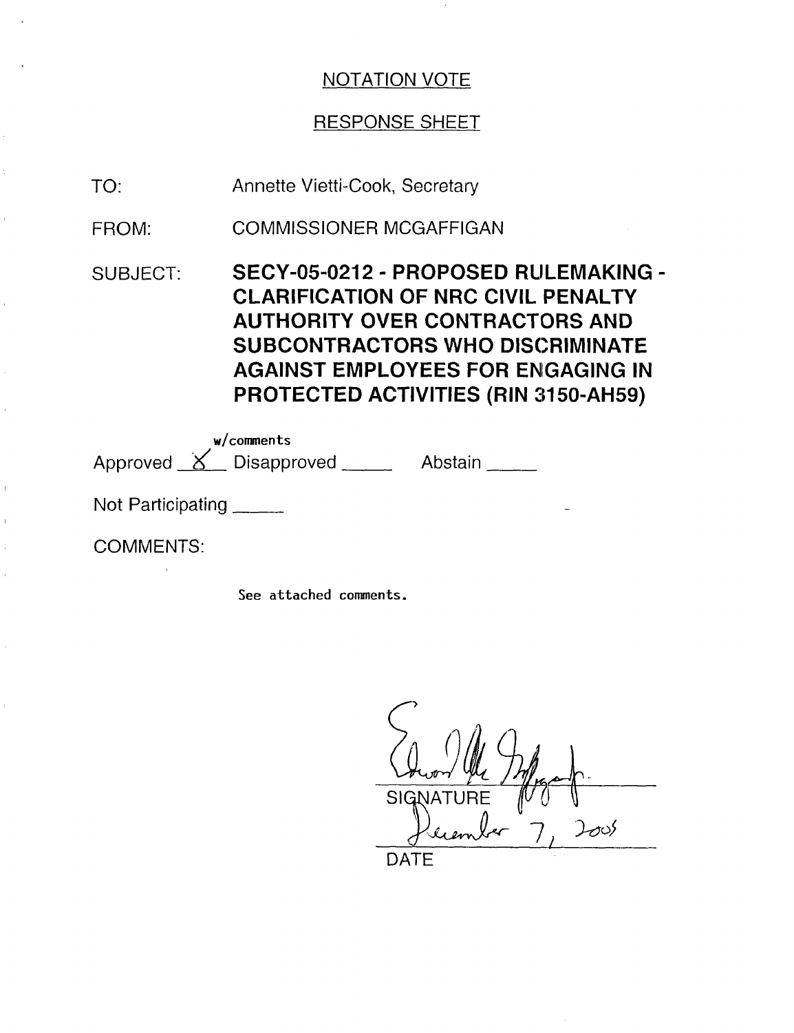NOTATION VOTE

RESPONSE SHEET

TO: Annette Vietti-Cook, Secretary

FROM: COMMISSIONER MCGAFFIGAN

SUBJECT: **SECY-05-0212 - PROPOSED RULEMAKING - CLARIFICATION OF NRC CIVIL PENALTY AUTHORITY OVER CONTRACTORS AND SUBCONTRACTORS WHO DISCRIMINATE AGAINST EMPLOYEES FOR ENGAGING IN PROTECTED ACTIVITIES (RIN 3150-AH59)**

Approved X w/comments Disapproved _____ Abstain _____

Not Participating _____

COMMENTS:

See attached comments.

SIGNATURE

December 7, 2005

DATE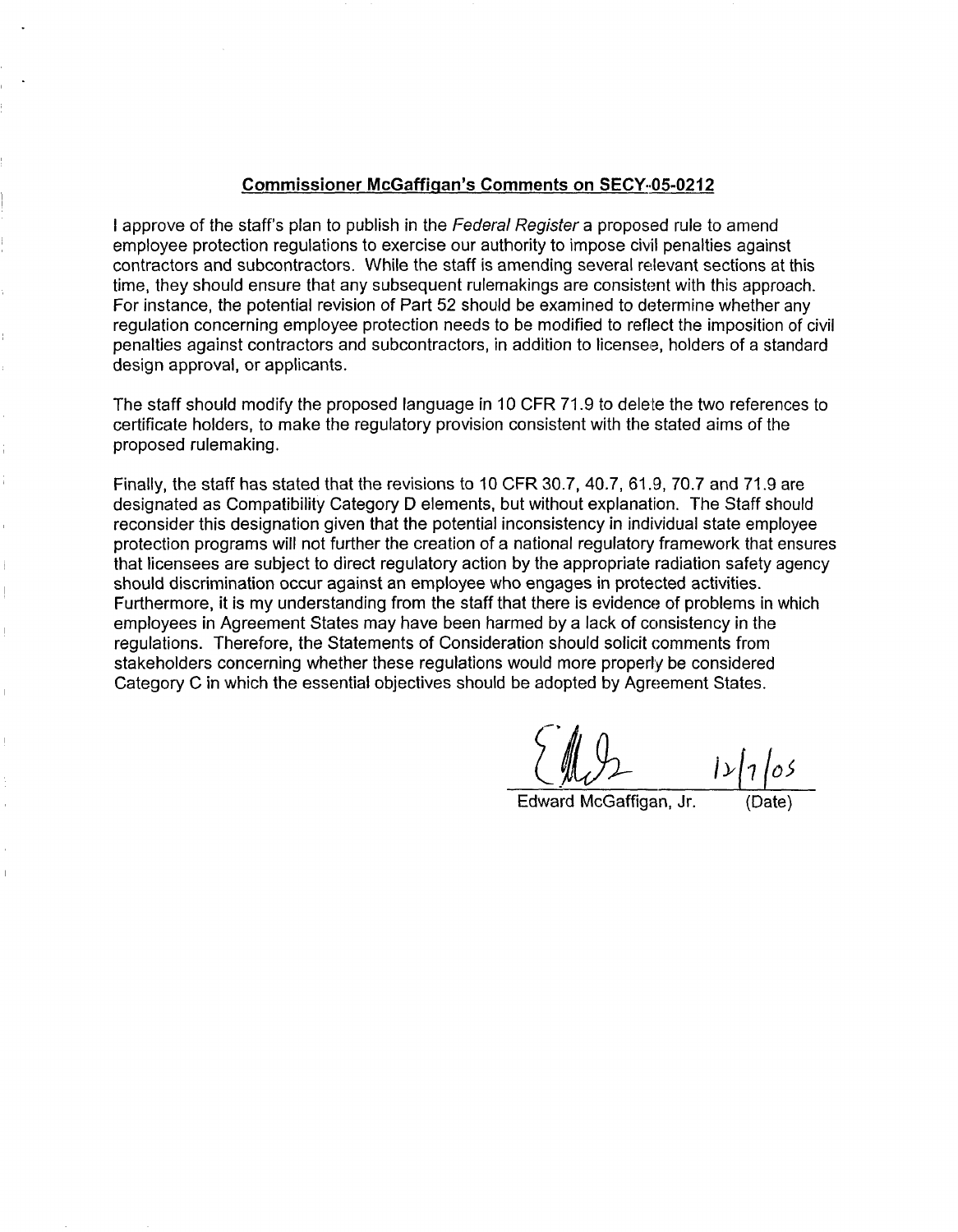## Commissioner McGaffigan's Comments on SECY-05-0212

I approve of the staff's plan to publish in the *Federal Register* a proposed rule to amend employee protection regulations to exercise our authority to impose civil penalties against contractors and subcontractors. While the staff is amending several relevant sections at this time, they should ensure that any subsequent rulemakings are consistent with this approach. For instance, the potential revision of Part 52 should be examined to determine whether any regulation concerning employee protection needs to be modified to reflect the imposition of civil penalties against contractors and subcontractors, in addition to licensee, holders of a standard design approval, or applicants.

The staff should modify the proposed language in 10 CFR 71.9 to delete the two references to certificate holders, to make the regulatory provision consistent with the stated aims of the proposed rulemaking.

Finally, the staff has stated that the revisions to 10 CFR 30.7, 40.7, 61.9, 70.7 and 71.9 are designated as Compatibility Category D elements, but without explanation. The Staff should reconsider this designation given that the potential inconsistency in individual state employee protection programs will not further the creation of a national regulatory framework that ensures that licensees are subject to direct regulatory action by the appropriate radiation safety agency should discrimination occur against an employee who engages in protected activities. Furthermore, it is my understanding from the staff that there is evidence of problems in which employees in Agreement States may have been harmed by a lack of consistency in the regulations. Therefore, the Statements of Consideration should solicit comments from stakeholders concerning whether these regulations would more properly be considered Category C in which the essential objectives should be adopted by Agreement States.

Edward McGaffigan, Jr. 12/7/05 (Date)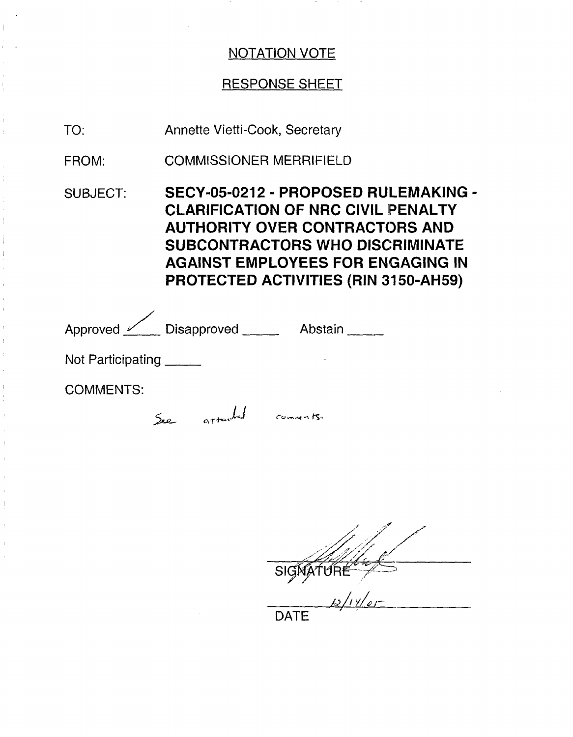# NOTATION VOTE

## RESPONSE SHEET

TO: Annette Vietti-Cook, Secretary

FROM: COMMISSIONER MERRIFIELD

SUBJECT: **SECY-05-0212 - PROPOSED RULEMAKING - CLARIFICATION OF NRC CIVIL PENALTY AUTHORITY OVER CONTRACTORS AND SUBCONTRACTORS WHO DISCRIMINATE AGAINST EMPLOYEES FOR ENGAGING IN PROTECTED ACTIVITIES (RIN 3150-AH59)**

Approved ✓ Disapproved _____ Abstain _____

Not Participating _____

COMMENTS:

See attached comments.

SIGNATURE

12/14/05

DATE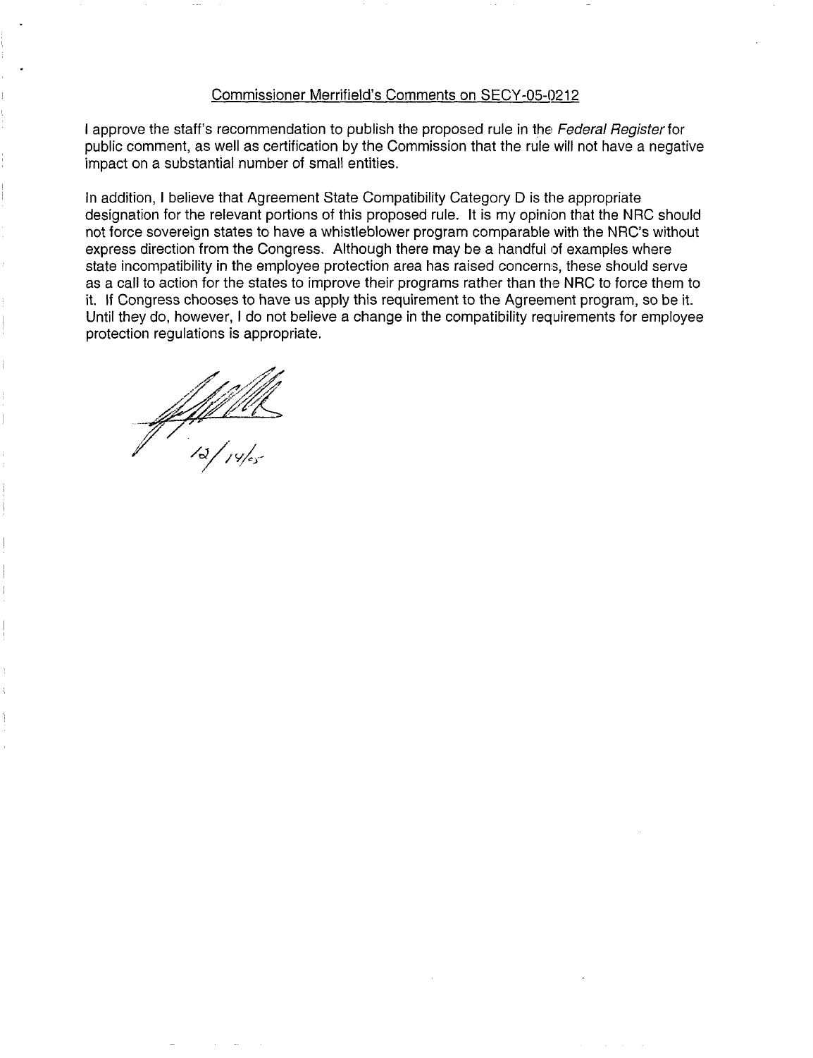Commissioner Merrifield's Comments on SECY-05-0212

I approve the staff's recommendation to publish the proposed rule in the *Federal Register* for public comment, as well as certification by the Commission that the rule will not have a negative impact on a substantial number of small entities.

In addition, I believe that Agreement State Compatibility Category D is the appropriate designation for the relevant portions of this proposed rule. It is my opinion that the NRC should not force sovereign states to have a whistleblower program comparable with the NRC's without express direction from the Congress. Although there may be a handful of examples where state incompatibility in the employee protection area has raised concerns, these should serve as a call to action for the states to improve their programs rather than the NRC to force them to it. If Congress chooses to have us apply this requirement to the Agreement program, so be it. Until they do, however, I do not believe a change in the compatibility requirements for employee protection regulations is appropriate.

12/14/05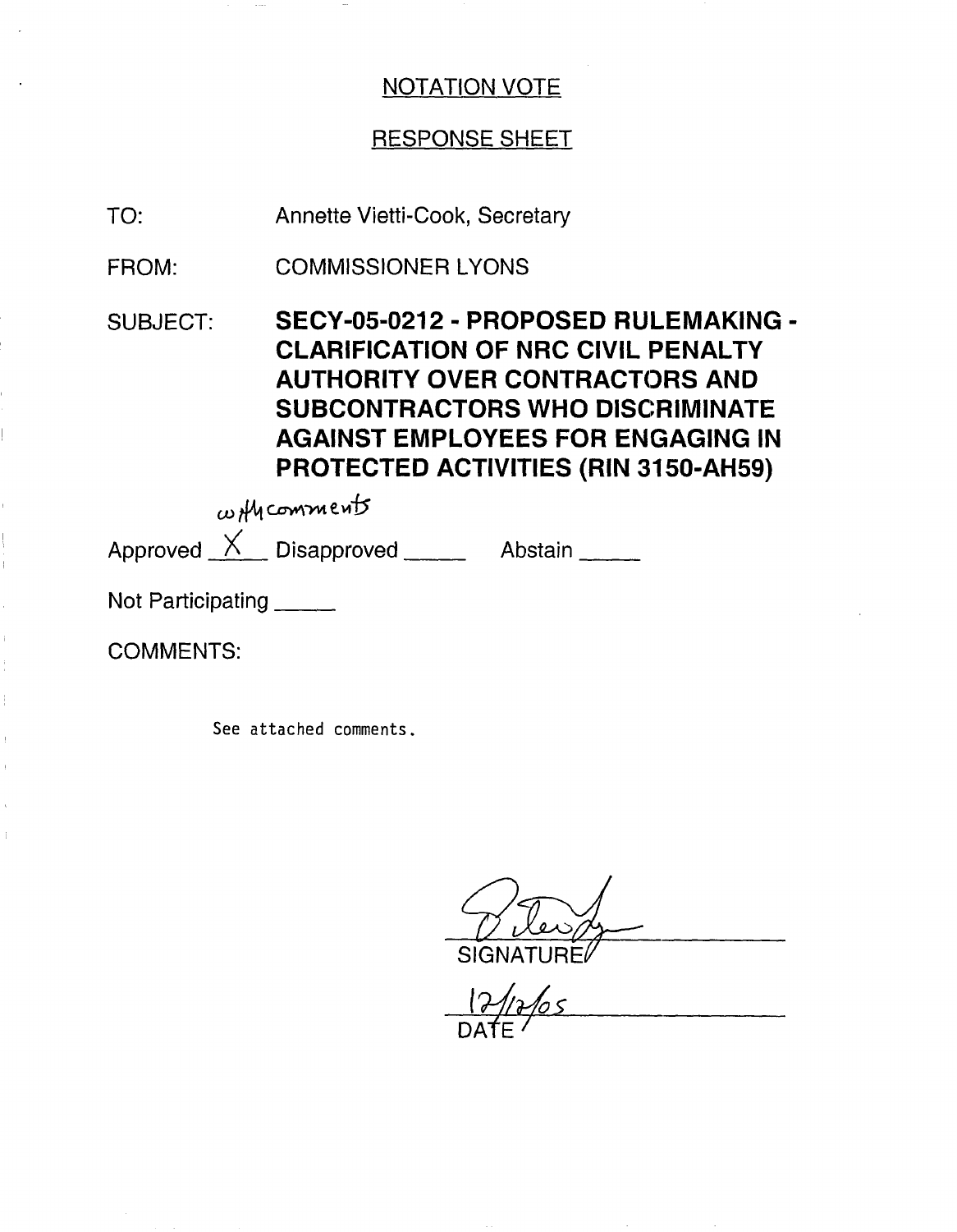NOTATION VOTE

RESPONSE SHEET

TO: Annette Vietti-Cook, Secretary

FROM: COMMISSIONER LYONS

SUBJECT: **SECY-05-0212 - PROPOSED RULEMAKING - CLARIFICATION OF NRC CIVIL PENALTY AUTHORITY OVER CONTRACTORS AND SUBCONTRACTORS WHO DISCRIMINATE AGAINST EMPLOYEES FOR ENGAGING IN PROTECTED ACTIVITIES (RIN 3150-AH59)**

with comments

Approved X Disapproved \_\_\_\_\_ Abstain \_\_\_\_\_

Not Participating \_\_\_\_\_

COMMENTS:

See attached comments.

SIGNATURE

12/12/05

DATE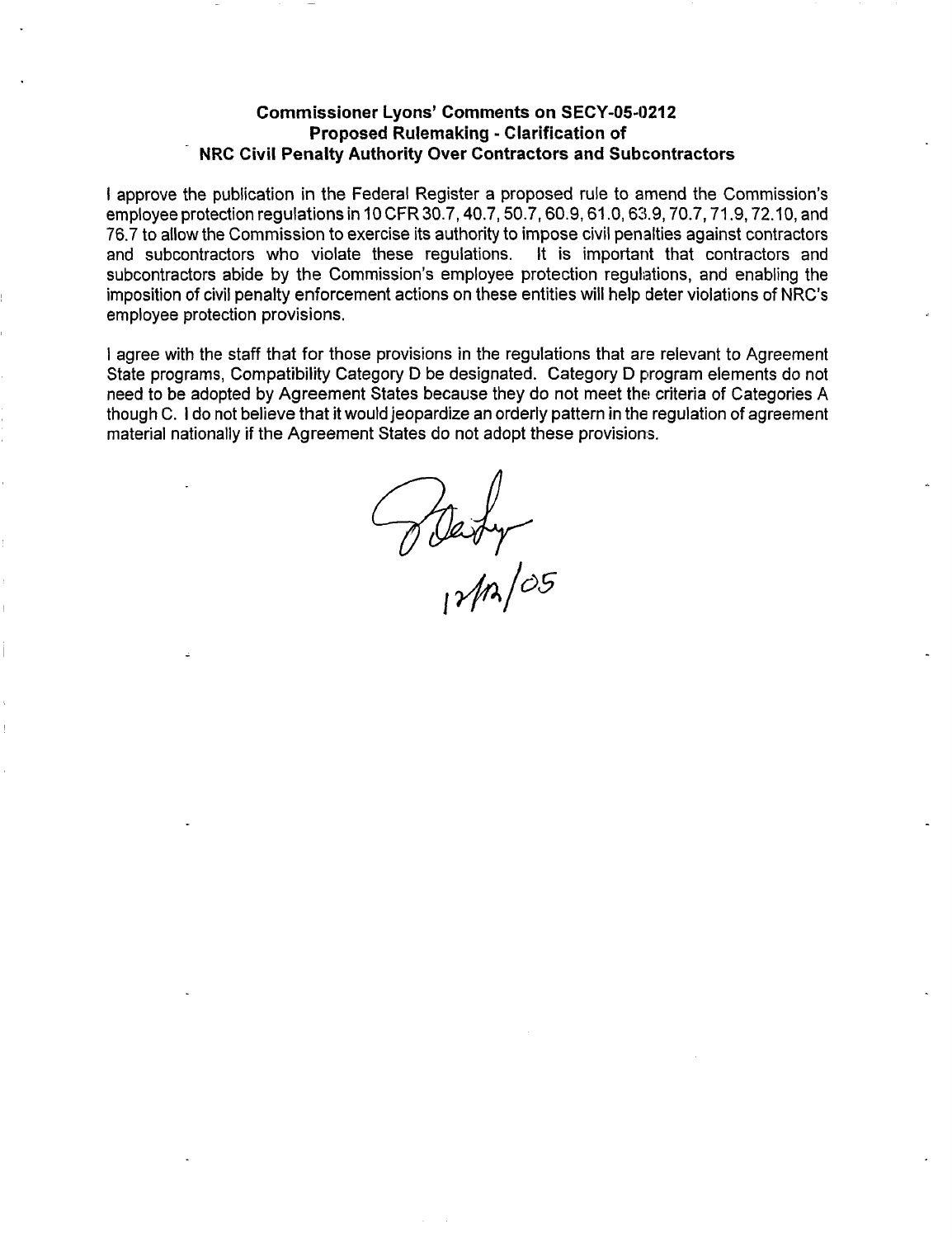### Commissioner Lyons' Comments on SECY-05-0212
### Proposed Rulemaking - Clarification of
### NRC Civil Penalty Authority Over Contractors and Subcontractors

I approve the publication in the Federal Register a proposed rule to amend the Commission's employee protection regulations in 10 CFR 30.7, 40.7, 50.7, 60.9, 61.0, 63.9, 70.7, 71.9, 72.10, and 76.7 to allow the Commission to exercise its authority to impose civil penalties against contractors and subcontractors who violate these regulations. It is important that contractors and subcontractors abide by the Commission's employee protection regulations, and enabling the imposition of civil penalty enforcement actions on these entities will help deter violations of NRC's employee protection provisions.

I agree with the staff that for those provisions in the regulations that are relevant to Agreement State programs, Compatibility Category D be designated. Category D program elements do not need to be adopted by Agreement States because they do not meet the criteria of Categories A though C. I do not believe that it would jeopardize an orderly pattern in the regulation of agreement material nationally if the Agreement States do not adopt these provisions.

12/12/05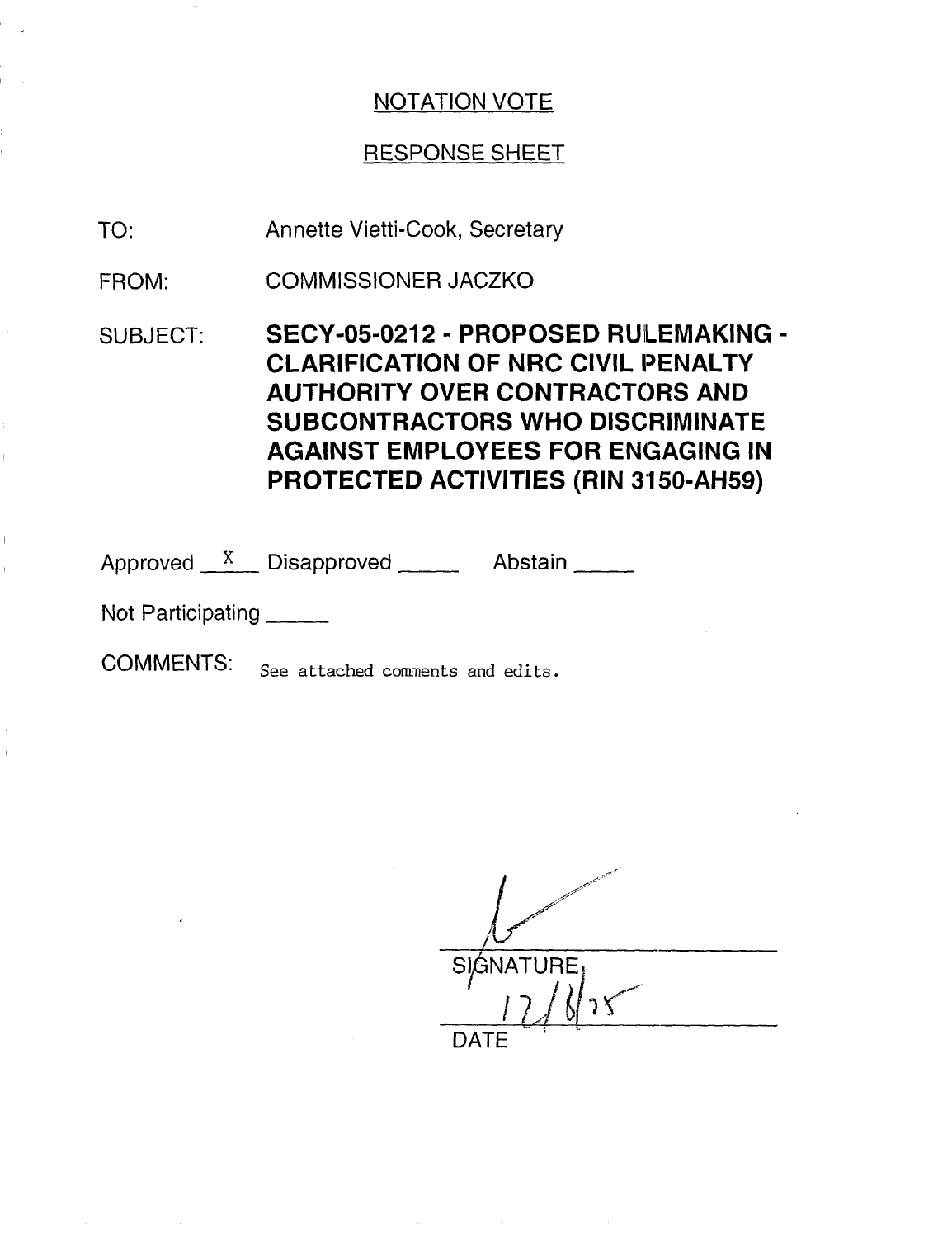## NOTATION VOTE

## RESPONSE SHEET

TO: Annette Vietti-Cook, Secretary

FROM: COMMISSIONER JACZKO

SUBJECT: **SECY-05-0212 - PROPOSED RULEMAKING - CLARIFICATION OF NRC CIVIL PENALTY AUTHORITY OVER CONTRACTORS AND SUBCONTRACTORS WHO DISCRIMINATE AGAINST EMPLOYEES FOR ENGAGING IN PROTECTED ACTIVITIES (RIN 3150-AH59)**

Approved \_\_X\_\_ Disapproved \_\_\_\_\_ Abstain \_\_\_\_\_

Not Participating \_\_\_\_\_

COMMENTS: See attached comments and edits.

SIGNATURE

12/8/05

DATE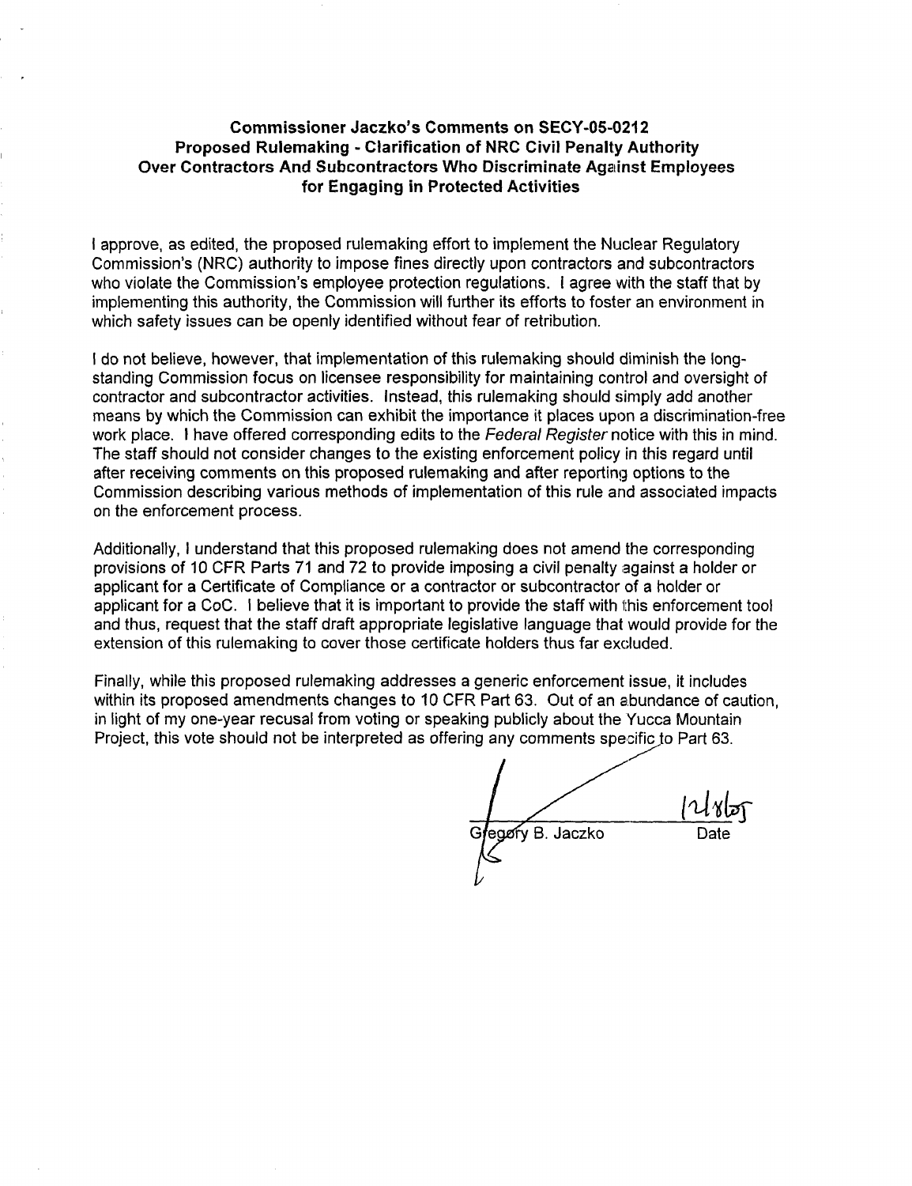**Commissioner Jaczko's Comments on SECY-05-0212**
**Proposed Rulemaking - Clarification of NRC Civil Penalty Authority**
**Over Contractors And Subcontractors Who Discriminate Against Employees**
**for Engaging in Protected Activities**

I approve, as edited, the proposed rulemaking effort to implement the Nuclear Regulatory Commission's (NRC) authority to impose fines directly upon contractors and subcontractors who violate the Commission's employee protection regulations. I agree with the staff that by implementing this authority, the Commission will further its efforts to foster an environment in which safety issues can be openly identified without fear of retribution.

I do not believe, however, that implementation of this rulemaking should diminish the long-standing Commission focus on licensee responsibility for maintaining control and oversight of contractor and subcontractor activities. Instead, this rulemaking should simply add another means by which the Commission can exhibit the importance it places upon a discrimination-free work place. I have offered corresponding edits to the *Federal Register* notice with this in mind. The staff should not consider changes to the existing enforcement policy in this regard until after receiving comments on this proposed rulemaking and after reporting options to the Commission describing various methods of implementation of this rule and associated impacts on the enforcement process.

Additionally, I understand that this proposed rulemaking does not amend the corresponding provisions of 10 CFR Parts 71 and 72 to provide imposing a civil penalty against a holder or applicant for a Certificate of Compliance or a contractor or subcontractor of a holder or applicant for a CoC. I believe that it is important to provide the staff with this enforcement tool and thus, request that the staff draft appropriate legislative language that would provide for the extension of this rulemaking to cover those certificate holders thus far excluded.

Finally, while this proposed rulemaking addresses a generic enforcement issue, it includes within its proposed amendments changes to 10 CFR Part 63. Out of an abundance of caution, in light of my one-year recusal from voting or speaking publicly about the Yucca Mountain Project, this vote should not be interpreted as offering any comments specific to Part 63.

Gregory B. Jaczko

12/8/05
Date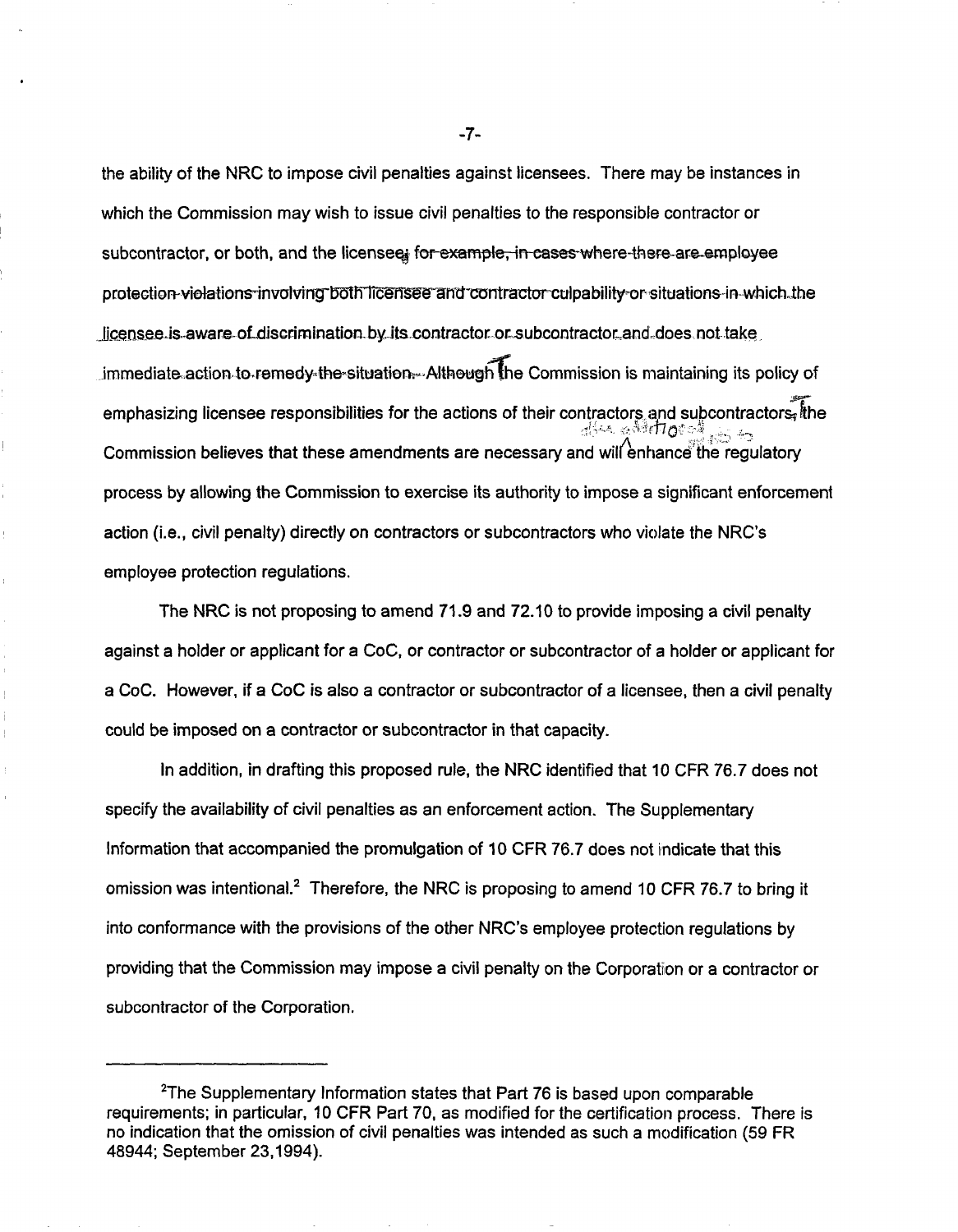the ability of the NRC to impose civil penalties against licensees. There may be instances in which the Commission may wish to issue civil penalties to the responsible contractor or subcontractor, or both, and the licensee; ~~for example, in cases where there are employee protection violations involving both licensee and contractor culpability or situations in which the licensee is aware of discrimination by its contractor or subcontractor and does not take immediate action to remedy the situation. Although~~ The Commission is maintaining its policy of emphasizing licensee responsibilities for the actions of their contractors and subcontractors. The Commission believes that these amendments are necessary and will enhance the regulatory process by allowing the Commission to exercise its authority to impose a significant enforcement action (i.e., civil penalty) directly on contractors or subcontractors who violate the NRC's employee protection regulations.

The NRC is not proposing to amend 71.9 and 72.10 to provide imposing a civil penalty against a holder or applicant for a CoC, or contractor or subcontractor of a holder or applicant for a CoC. However, if a CoC is also a contractor or subcontractor of a licensee, then a civil penalty could be imposed on a contractor or subcontractor in that capacity.

In addition, in drafting this proposed rule, the NRC identified that 10 CFR 76.7 does not specify the availability of civil penalties as an enforcement action. The Supplementary Information that accompanied the promulgation of 10 CFR 76.7 does not indicate that this omission was intentional.[2] Therefore, the NRC is proposing to amend 10 CFR 76.7 to bring it into conformance with the provisions of the other NRC's employee protection regulations by providing that the Commission may impose a civil penalty on the Corporation or a contractor or subcontractor of the Corporation.

---

[2]The Supplementary Information states that Part 76 is based upon comparable requirements; in particular, 10 CFR Part 70, as modified for the certification process. There is no indication that the omission of civil penalties was intended as such a modification (59 FR 48944; September 23,1994).